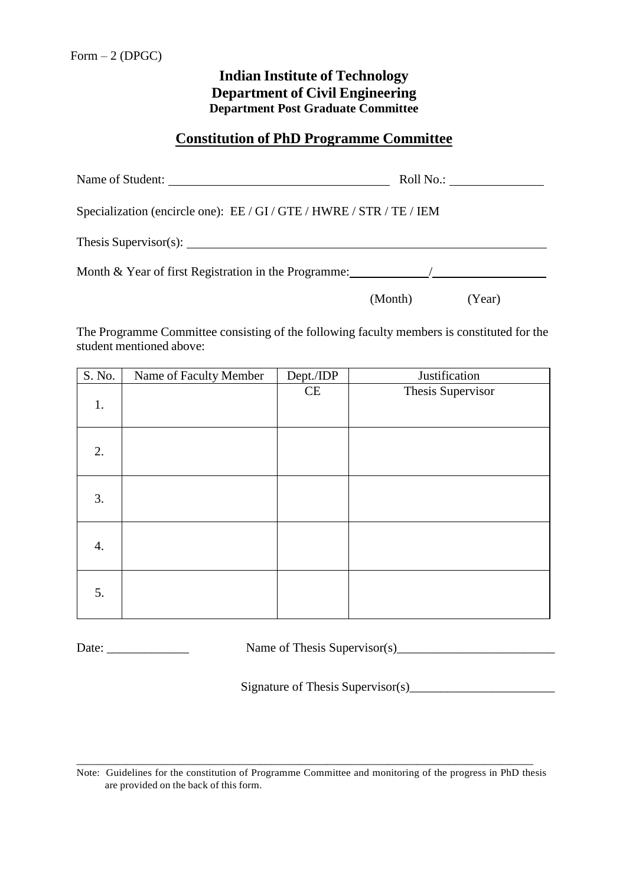Form – 2 (DPGC)

**Indian Institute of Technology**
**Department of Civil Engineering**
**Department Post Graduate Committee**

## Constitution of PhD Programme Committee

Name of Student: ____________________________________ Roll No.: _______________

Specialization (encircle one): EE / GI / GTE / HWRE / STR / TE / IEM

Thesis Supervisor(s): ____________________________________________________________

Month & Year of first Registration in the Programme: ____________/__________________

(Month) (Year)

The Programme Committee consisting of the following faculty members is constituted for the student mentioned above:

| S. No. | Name of Faculty Member | Dept./IDP | Justification |
|---|---|---|---|
| 1. | | CE | Thesis Supervisor |
| 2. | | | |
| 3. | | | |
| 4. | | | |
| 5. | | | |

Date: _____________ Name of Thesis Supervisor(s)_________________________

Signature of Thesis Supervisor(s)_______________________

Note: Guidelines for the constitution of Programme Committee and monitoring of the progress in PhD thesis are provided on the back of this form.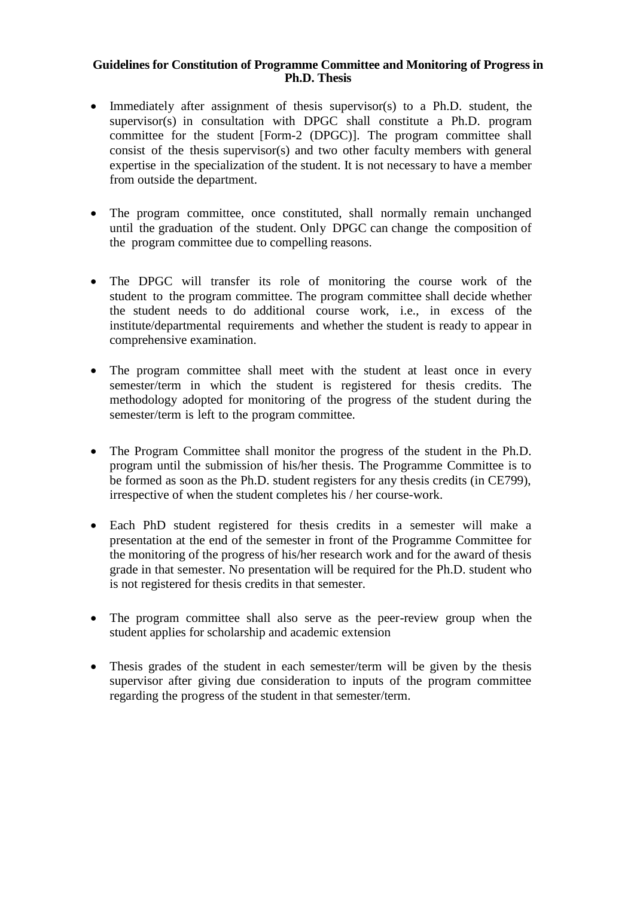**Guidelines for Constitution of Programme Committee and Monitoring of Progress in Ph.D. Thesis**

- Immediately after assignment of thesis supervisor(s) to a Ph.D. student, the supervisor(s) in consultation with DPGC shall constitute a Ph.D. program committee for the student [Form-2 (DPGC)]. The program committee shall consist of the thesis supervisor(s) and two other faculty members with general expertise in the specialization of the student. It is not necessary to have a member from outside the department.

- The program committee, once constituted, shall normally remain unchanged until the graduation of the student. Only DPGC can change the composition of the program committee due to compelling reasons.

- The DPGC will transfer its role of monitoring the course work of the student to the program committee. The program committee shall decide whether the student needs to do additional course work, i.e., in excess of the institute/departmental requirements and whether the student is ready to appear in comprehensive examination.

- The program committee shall meet with the student at least once in every semester/term in which the student is registered for thesis credits. The methodology adopted for monitoring of the progress of the student during the semester/term is left to the program committee.

- The Program Committee shall monitor the progress of the student in the Ph.D. program until the submission of his/her thesis. The Programme Committee is to be formed as soon as the Ph.D. student registers for any thesis credits (in CE799), irrespective of when the student completes his / her course-work.

- Each PhD student registered for thesis credits in a semester will make a presentation at the end of the semester in front of the Programme Committee for the monitoring of the progress of his/her research work and for the award of thesis grade in that semester. No presentation will be required for the Ph.D. student who is not registered for thesis credits in that semester.

- The program committee shall also serve as the peer-review group when the student applies for scholarship and academic extension

- Thesis grades of the student in each semester/term will be given by the thesis supervisor after giving due consideration to inputs of the program committee regarding the progress of the student in that semester/term.